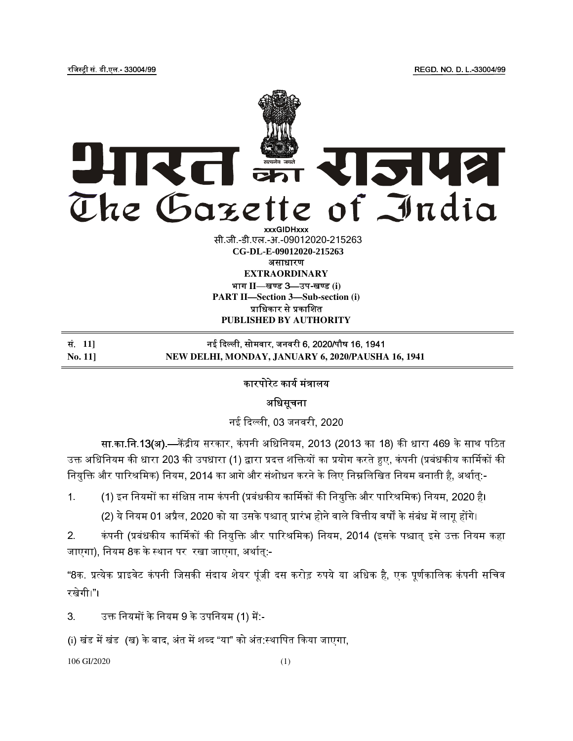रजिस्ट्री सं. डी.एल.- 33004/99 REGD. NO. D. L.-33004/99

# भारत का राजपत्र
# The Gazette of India

xxxGIDHxxx
सी.जी.-डी.एल.-अ.-09012020-215263
**CG-DL-E-09012020-215263**

असाधारण
**EXTRAORDINARY**

भाग II—खण्ड 3—उप-खण्ड (i)
**PART II—Section 3—Sub-section (i)**

प्राधिकार से प्रकाशित
**PUBLISHED BY AUTHORITY**

| | |
|---|---|
| सं. 11] | नई दिल्ली, सोमवार, जनवरी 6, 2020/पौष 16, 1941 |
| **No. 11]** | **NEW DELHI, MONDAY, JANUARY 6, 2020/PAUSHA 16, 1941** |

## कारपोरेट कार्य मंत्रालय

### अधिसूचना

नई दिल्ली, 03 जनवरी, 2020

**सा.का.नि.13(अ).**—केंद्रीय सरकार, कंपनी अधिनियम, 2013 (2013 का 18) की धारा 469 के साथ पठित उक्त अधिनियम की धारा 203 की उपधारा (1) द्वारा प्रदत्त शक्तियों का प्रयोग करते हुए, कंपनी (प्रबंधकीय कार्मिकों की नियुक्ति और पारिश्रमिक) नियम, 2014 का आगे और संशोधन करने के लिए निम्नलिखित नियम बनाती है, अर्थात्:-

1. (1) इन नियमों का संक्षिप्त नाम कंपनी (प्रबंधकीय कार्मिकों की नियुक्ति और पारिश्रमिक) नियम, 2020 है।

   (2) ये नियम 01 अप्रैल, 2020 को या उसके पश्चात् प्रारंभ होने वाले वित्तीय वर्षों के संबंध में लागू होंगे।

2. कंपनी (प्रबंधकीय कार्मिकों की नियुक्ति और पारिश्रमिक) नियम, 2014 (इसके पश्चात् इसे उक्त नियम कहा जाएगा), नियम 8क के स्थान पर रखा जाएगा, अर्थात्:-

"8क. प्रत्येक प्राइवेट कंपनी जिसकी संदाय शेयर पूंजी दस करोड़ रुपये या अधिक है, एक पूर्णकालिक कंपनी सचिव रखेगी।"।

3. उक्त नियमों के नियम 9 के उपनियम (1) में:-

(i) खंड में खंड (ख) के बाद, अंत में शब्द "या" को अंत:स्थापित किया जाएगा,

106 GI/2020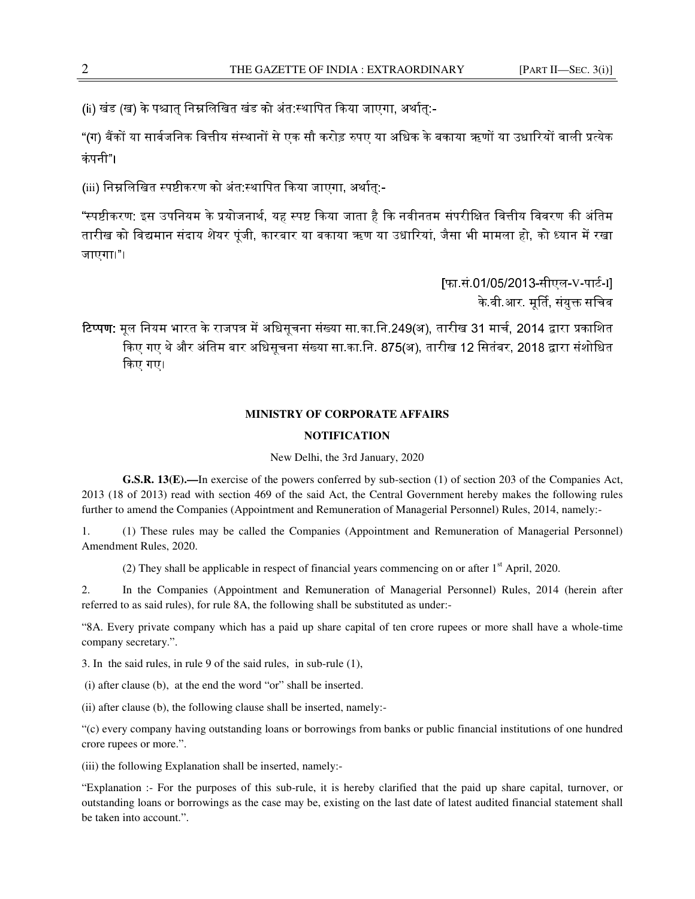(ii) खंड (ख) के पश्चात् निम्नलिखित खंड को अंत:स्थापित किया जाएगा, अर्थात्:-

"(ग) बैंकों या सार्वजनिक वित्तीय संस्थानों से एक सौ करोड़ रुपए या अधिक के बकाया ऋणों या उधारियों वाली प्रत्येक कंपनी"।

(iii) निम्नलिखित स्पष्टीकरण को अंत:स्थापित किया जाएगा, अर्थात्:-

"स्पष्टीकरण: इस उपनियम के प्रयोजनार्थ, यह स्पष्ट किया जाता है कि नवीनतम संपरीक्षित वित्तीय विवरण की अंतिम तारीख को विद्यमान संदाय शेयर पूंजी, कारबार या बकाया ऋण या उधारियां, जैसा भी मामला हो, को ध्यान में रखा जाएगा।"।

[फा.सं.01/05/2013-सीएल-V-पार्ट-I]
के.वी.आर. मूर्ति, संयुक्त सचिव

**टिप्पण:** मूल नियम भारत के राजपत्र में अधिसूचना संख्या सा.का.नि.249(अ), तारीख 31 मार्च, 2014 द्वारा प्रकाशित किए गए थे और अंतिम बार अधिसूचना संख्या सा.का.नि. 875(अ), तारीख 12 सितंबर, 2018 द्वारा संशोधित किए गए।

## MINISTRY OF CORPORATE AFFAIRS

## NOTIFICATION

New Delhi, the 3rd January, 2020

**G.S.R. 13(E).—**In exercise of the powers conferred by sub-section (1) of section 203 of the Companies Act, 2013 (18 of 2013) read with section 469 of the said Act, the Central Government hereby makes the following rules further to amend the Companies (Appointment and Remuneration of Managerial Personnel) Rules, 2014, namely:-

1. (1) These rules may be called the Companies (Appointment and Remuneration of Managerial Personnel) Amendment Rules, 2020.

(2) They shall be applicable in respect of financial years commencing on or after 1st April, 2020.

2. In the Companies (Appointment and Remuneration of Managerial Personnel) Rules, 2014 (herein after referred to as said rules), for rule 8A, the following shall be substituted as under:-

"8A. Every private company which has a paid up share capital of ten crore rupees or more shall have a whole-time company secretary.".

3. In the said rules, in rule 9 of the said rules, in sub-rule (1),

(i) after clause (b), at the end the word "or" shall be inserted.

(ii) after clause (b), the following clause shall be inserted, namely:-

"(c) every company having outstanding loans or borrowings from banks or public financial institutions of one hundred crore rupees or more.".

(iii) the following Explanation shall be inserted, namely:-

"Explanation :- For the purposes of this sub-rule, it is hereby clarified that the paid up share capital, turnover, or outstanding loans or borrowings as the case may be, existing on the last date of latest audited financial statement shall be taken into account.".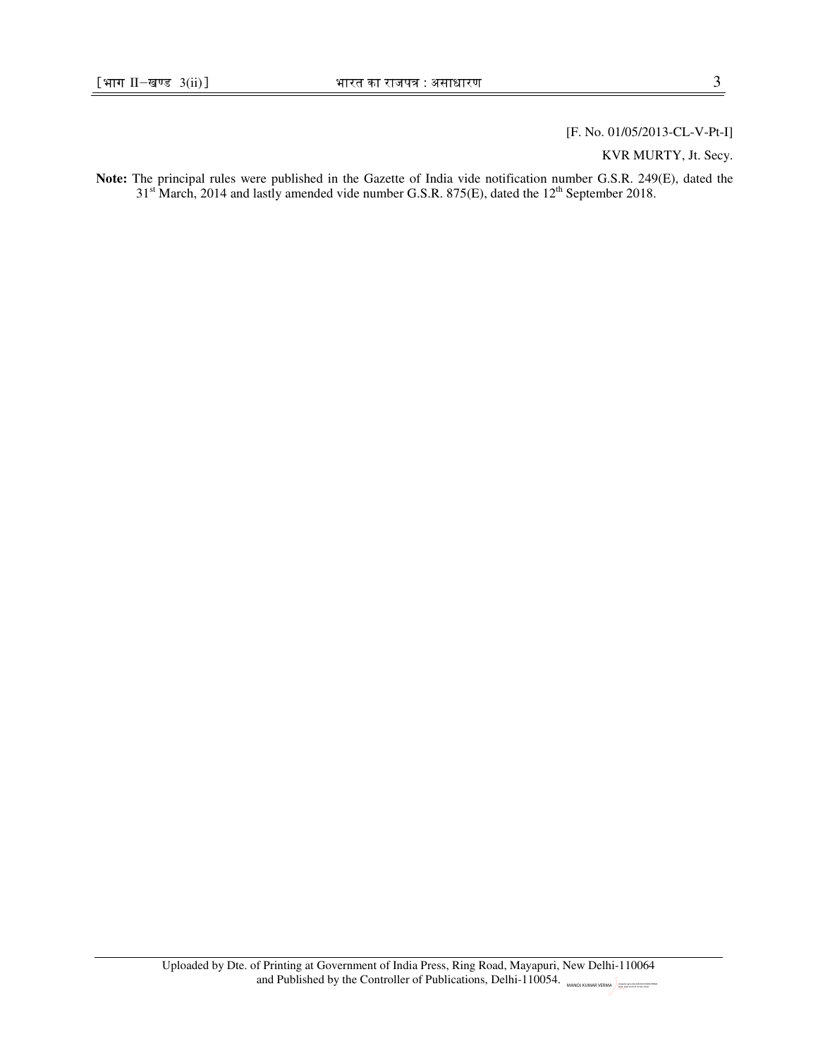[F. No. 01/05/2013-CL-V-Pt-I]

KVR MURTY, Jt. Secy.

**Note:** The principal rules were published in the Gazette of India vide notification number G.S.R. 249(E), dated the 31st March, 2014 and lastly amended vide number G.S.R. 875(E), dated the 12th September 2018.

Uploaded by Dte. of Printing at Government of India Press, Ring Road, Mayapuri, New Delhi-110064 and Published by the Controller of Publications, Delhi-110054.